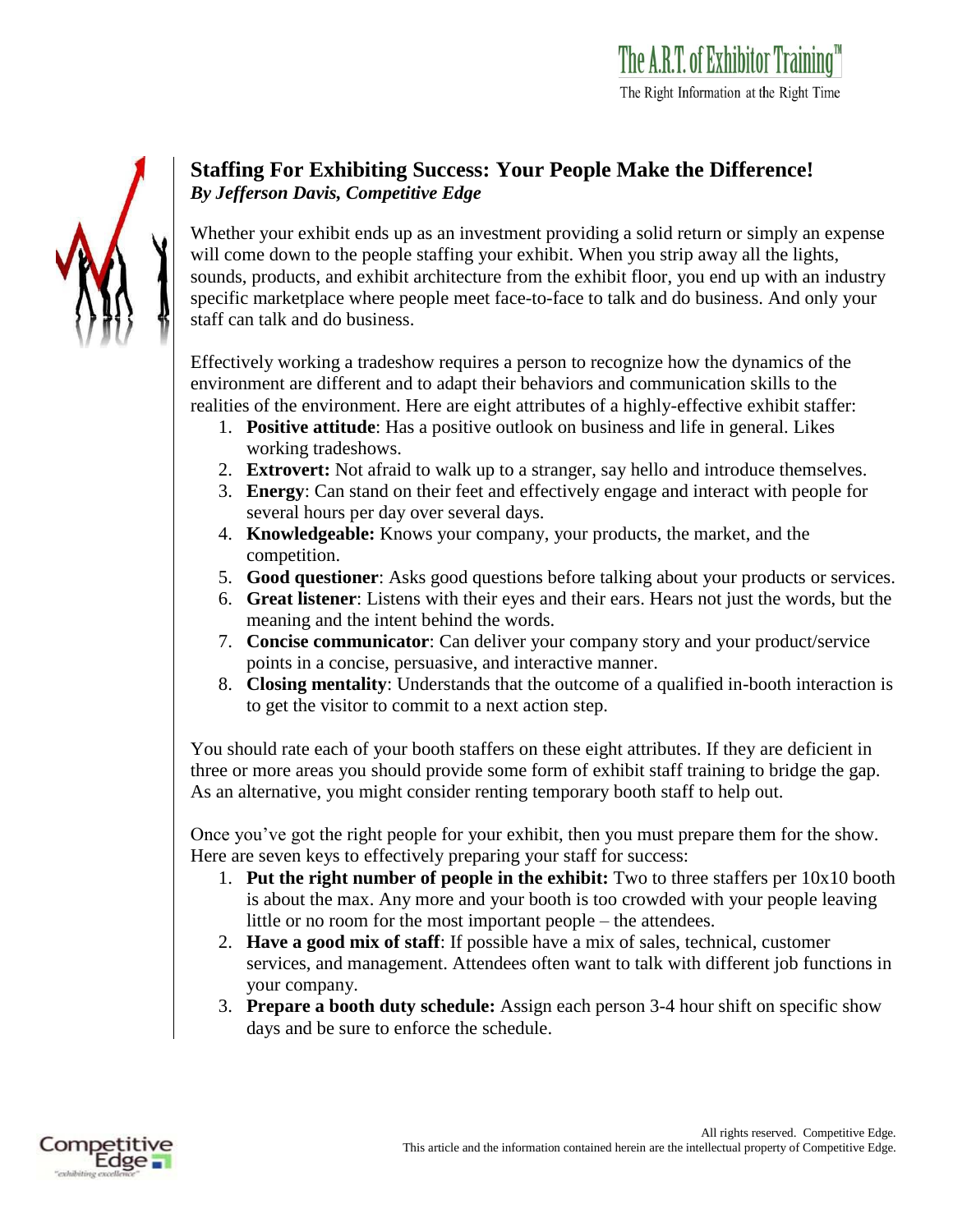## Staffing For Exhibiting Success: Your People Make the Difference!

***By Jefferson Davis, Competitive Edge***

Whether your exhibit ends up as an investment providing a solid return or simply an expense will come down to the people staffing your exhibit. When you strip away all the lights, sounds, products, and exhibit architecture from the exhibit floor, you end up with an industry specific marketplace where people meet face-to-face to talk and do business. And only your staff can talk and do business.

Effectively working a tradeshow requires a person to recognize how the dynamics of the environment are different and to adapt their behaviors and communication skills to the realities of the environment. Here are eight attributes of a highly-effective exhibit staffer:

1. **Positive attitude**: Has a positive outlook on business and life in general. Likes working tradeshows.
2. **Extrovert:** Not afraid to walk up to a stranger, say hello and introduce themselves.
3. **Energy**: Can stand on their feet and effectively engage and interact with people for several hours per day over several days.
4. **Knowledgeable:** Knows your company, your products, the market, and the competition.
5. **Good questioner**: Asks good questions before talking about your products or services.
6. **Great listener**: Listens with their eyes and their ears. Hears not just the words, but the meaning and the intent behind the words.
7. **Concise communicator**: Can deliver your company story and your product/service points in a concise, persuasive, and interactive manner.
8. **Closing mentality**: Understands that the outcome of a qualified in-booth interaction is to get the visitor to commit to a next action step.

You should rate each of your booth staffers on these eight attributes. If they are deficient in three or more areas you should provide some form of exhibit staff training to bridge the gap. As an alternative, you might consider renting temporary booth staff to help out.

Once you've got the right people for your exhibit, then you must prepare them for the show. Here are seven keys to effectively preparing your staff for success:

1. **Put the right number of people in the exhibit:** Two to three staffers per 10x10 booth is about the max. Any more and your booth is too crowded with your people leaving little or no room for the most important people – the attendees.
2. **Have a good mix of staff**: If possible have a mix of sales, technical, customer services, and management. Attendees often want to talk with different job functions in your company.
3. **Prepare a booth duty schedule:** Assign each person 3-4 hour shift on specific show days and be sure to enforce the schedule.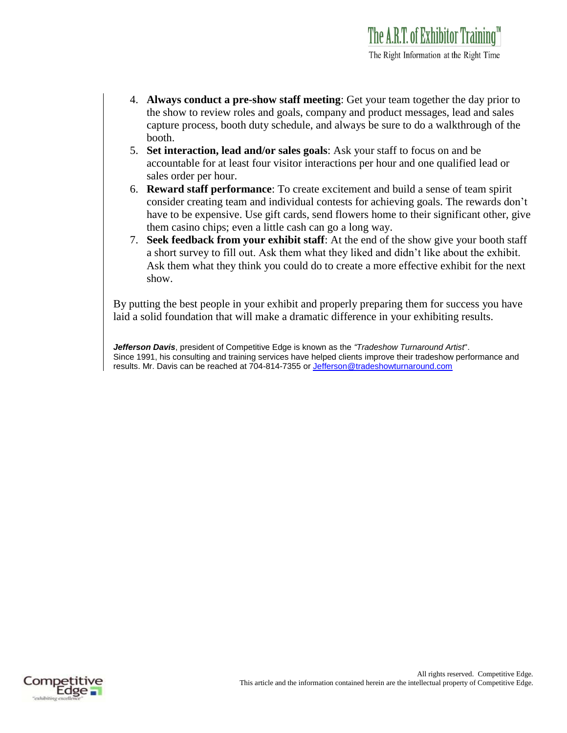4. **Always conduct a pre-show staff meeting**: Get your team together the day prior to the show to review roles and goals, company and product messages, lead and sales capture process, booth duty schedule, and always be sure to do a walkthrough of the booth.
5. **Set interaction, lead and/or sales goals**: Ask your staff to focus on and be accountable for at least four visitor interactions per hour and one qualified lead or sales order per hour.
6. **Reward staff performance**: To create excitement and build a sense of team spirit consider creating team and individual contests for achieving goals. The rewards don't have to be expensive. Use gift cards, send flowers home to their significant other, give them casino chips; even a little cash can go a long way.
7. **Seek feedback from your exhibit staff**: At the end of the show give your booth staff a short survey to fill out. Ask them what they liked and didn't like about the exhibit. Ask them what they think you could do to create a more effective exhibit for the next show.

By putting the best people in your exhibit and properly preparing them for success you have laid a solid foundation that will make a dramatic difference in your exhibiting results.

***Jefferson Davis***, president of Competitive Edge is known as the *"Tradeshow Turnaround Artist*". Since 1991, his consulting and training services have helped clients improve their tradeshow performance and results. Mr. Davis can be reached at 704-814-7355 or Jefferson@tradeshowturnaround.com